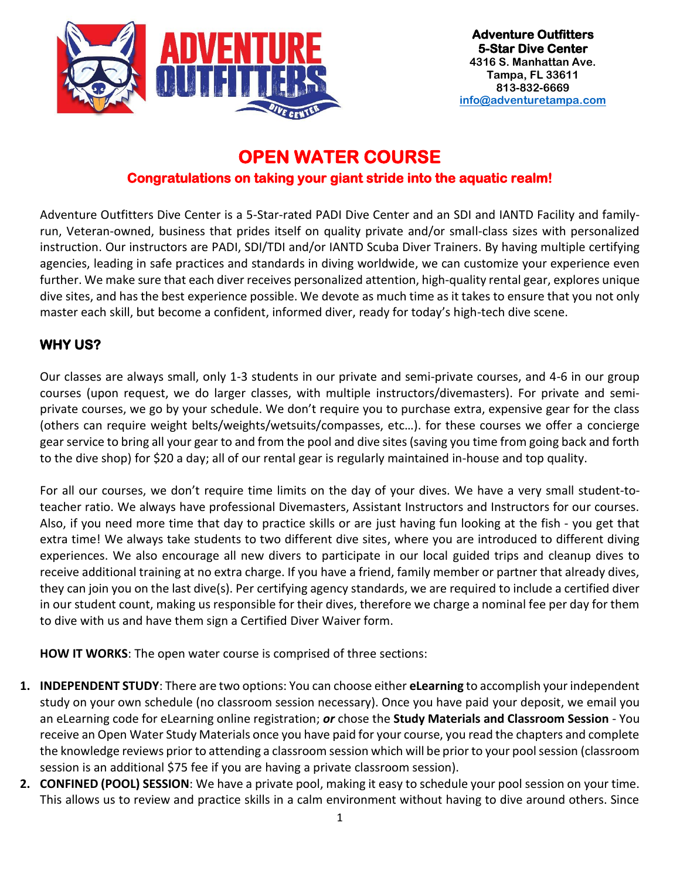**Adventure Outfitters**
**5-Star Dive Center**
**4316 S. Manhattan Ave.**
**Tampa, FL 33611**
**813-832-6669**
**info@adventuretampa.com**

# OPEN WATER COURSE

## Congratulations on taking your giant stride into the aquatic realm!

Adventure Outfitters Dive Center is a 5-Star-rated PADI Dive Center and an SDI and IANTD Facility and family-run, Veteran-owned, business that prides itself on quality private and/or small-class sizes with personalized instruction. Our instructors are PADI, SDI/TDI and/or IANTD Scuba Diver Trainers. By having multiple certifying agencies, leading in safe practices and standards in diving worldwide, we can customize your experience even further. We make sure that each diver receives personalized attention, high-quality rental gear, explores unique dive sites, and has the best experience possible. We devote as much time as it takes to ensure that you not only master each skill, but become a confident, informed diver, ready for today's high-tech dive scene.

## WHY US?

Our classes are always small, only 1-3 students in our private and semi-private courses, and 4-6 in our group courses (upon request, we do larger classes, with multiple instructors/divemasters). For private and semi-private courses, we go by your schedule. We don't require you to purchase extra, expensive gear for the class (others can require weight belts/weights/wetsuits/compasses, etc…). for these courses we offer a concierge gear service to bring all your gear to and from the pool and dive sites (saving you time from going back and forth to the dive shop) for $20 a day; all of our rental gear is regularly maintained in-house and top quality.

For all our courses, we don't require time limits on the day of your dives. We have a very small student-to-teacher ratio. We always have professional Divemasters, Assistant Instructors and Instructors for our courses. Also, if you need more time that day to practice skills or are just having fun looking at the fish - you get that extra time! We always take students to two different dive sites, where you are introduced to different diving experiences. We also encourage all new divers to participate in our local guided trips and cleanup dives to receive additional training at no extra charge. If you have a friend, family member or partner that already dives, they can join you on the last dive(s). Per certifying agency standards, we are required to include a certified diver in our student count, making us responsible for their dives, therefore we charge a nominal fee per day for them to dive with us and have them sign a Certified Diver Waiver form.

**HOW IT WORKS**: The open water course is comprised of three sections:

1. **INDEPENDENT STUDY**: There are two options: You can choose either **eLearning** to accomplish your independent study on your own schedule (no classroom session necessary). Once you have paid your deposit, we email you an eLearning code for eLearning online registration; ***or*** chose the **Study Materials and Classroom Session** - You receive an Open Water Study Materials once you have paid for your course, you read the chapters and complete the knowledge reviews prior to attending a classroom session which will be prior to your pool session (classroom session is an additional $75 fee if you are having a private classroom session).
2. **CONFINED (POOL) SESSION**: We have a private pool, making it easy to schedule your pool session on your time. This allows us to review and practice skills in a calm environment without having to dive around others. Since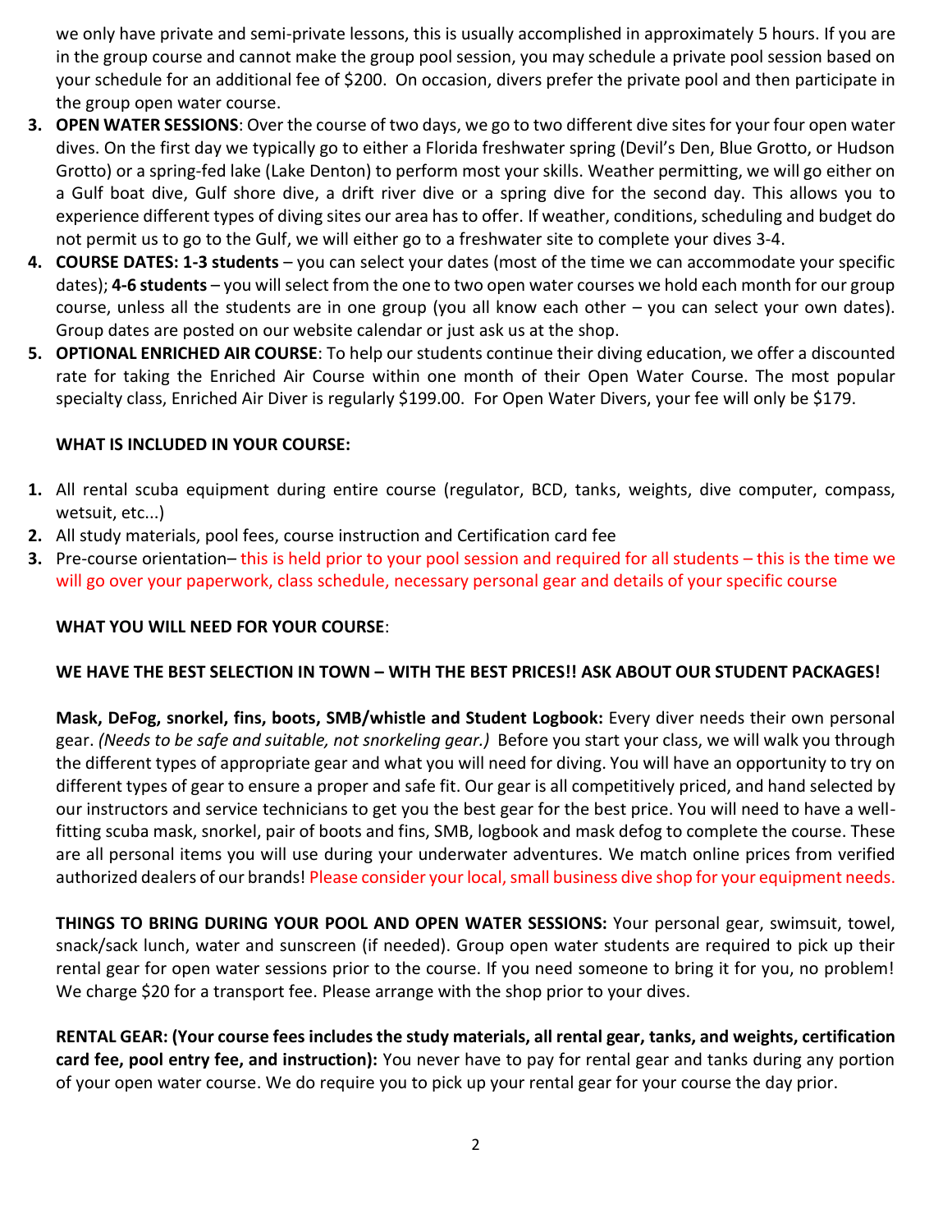we only have private and semi-private lessons, this is usually accomplished in approximately 5 hours. If you are in the group course and cannot make the group pool session, you may schedule a private pool session based on your schedule for an additional fee of $200. On occasion, divers prefer the private pool and then participate in the group open water course.

3. **OPEN WATER SESSIONS**: Over the course of two days, we go to two different dive sites for your four open water dives. On the first day we typically go to either a Florida freshwater spring (Devil's Den, Blue Grotto, or Hudson Grotto) or a spring-fed lake (Lake Denton) to perform most your skills. Weather permitting, we will go either on a Gulf boat dive, Gulf shore dive, a drift river dive or a spring dive for the second day. This allows you to experience different types of diving sites our area has to offer. If weather, conditions, scheduling and budget do not permit us to go to the Gulf, we will either go to a freshwater site to complete your dives 3-4.
4. **COURSE DATES: 1-3 students** – you can select your dates (most of the time we can accommodate your specific dates); **4-6 students** – you will select from the one to two open water courses we hold each month for our group course, unless all the students are in one group (you all know each other – you can select your own dates). Group dates are posted on our website calendar or just ask us at the shop.
5. **OPTIONAL ENRICHED AIR COURSE**: To help our students continue their diving education, we offer a discounted rate for taking the Enriched Air Course within one month of their Open Water Course. The most popular specialty class, Enriched Air Diver is regularly $199.00. For Open Water Divers, your fee will only be $179.

**WHAT IS INCLUDED IN YOUR COURSE:**

1. All rental scuba equipment during entire course (regulator, BCD, tanks, weights, dive computer, compass, wetsuit, etc...)
2. All study materials, pool fees, course instruction and Certification card fee
3. Pre-course orientation– this is held prior to your pool session and required for all students – this is the time we will go over your paperwork, class schedule, necessary personal gear and details of your specific course

**WHAT YOU WILL NEED FOR YOUR COURSE**:

**WE HAVE THE BEST SELECTION IN TOWN – WITH THE BEST PRICES!! ASK ABOUT OUR STUDENT PACKAGES!**

**Mask, DeFog, snorkel, fins, boots, SMB/whistle and Student Logbook:** Every diver needs their own personal gear. *(Needs to be safe and suitable, not snorkeling gear.)* Before you start your class, we will walk you through the different types of appropriate gear and what you will need for diving. You will have an opportunity to try on different types of gear to ensure a proper and safe fit. Our gear is all competitively priced, and hand selected by our instructors and service technicians to get you the best gear for the best price. You will need to have a well-fitting scuba mask, snorkel, pair of boots and fins, SMB, logbook and mask defog to complete the course. These are all personal items you will use during your underwater adventures. We match online prices from verified authorized dealers of our brands! Please consider your local, small business dive shop for your equipment needs.

**THINGS TO BRING DURING YOUR POOL AND OPEN WATER SESSIONS:** Your personal gear, swimsuit, towel, snack/sack lunch, water and sunscreen (if needed). Group open water students are required to pick up their rental gear for open water sessions prior to the course. If you need someone to bring it for you, no problem! We charge $20 for a transport fee. Please arrange with the shop prior to your dives.

**RENTAL GEAR: (Your course fees includes the study materials, all rental gear, tanks, and weights, certification card fee, pool entry fee, and instruction):** You never have to pay for rental gear and tanks during any portion of your open water course. We do require you to pick up your rental gear for your course the day prior.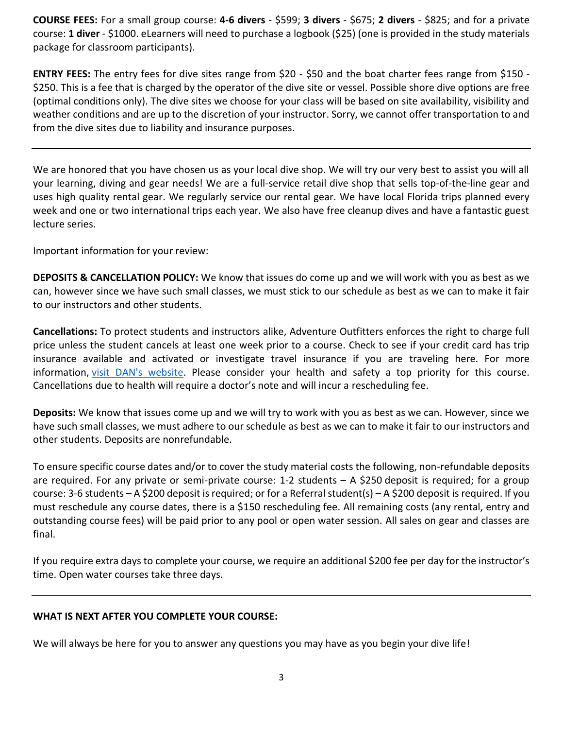**COURSE FEES:** For a small group course: **4-6 divers** - $599; **3 divers** - $675; **2 divers** - $825; and for a private course: **1 diver** - $1000. eLearners will need to purchase a logbook ($25) (one is provided in the study materials package for classroom participants).

**ENTRY FEES:** The entry fees for dive sites range from $20 - $50 and the boat charter fees range from $150 - $250. This is a fee that is charged by the operator of the dive site or vessel. Possible shore dive options are free (optimal conditions only). The dive sites we choose for your class will be based on site availability, visibility and weather conditions and are up to the discretion of your instructor. Sorry, we cannot offer transportation to and from the dive sites due to liability and insurance purposes.

---

We are honored that you have chosen us as your local dive shop. We will try our very best to assist you will all your learning, diving and gear needs! We are a full-service retail dive shop that sells top-of-the-line gear and uses high quality rental gear. We regularly service our rental gear. We have local Florida trips planned every week and one or two international trips each year. We also have free cleanup dives and have a fantastic guest lecture series.

Important information for your review:

**DEPOSITS & CANCELLATION POLICY:** We know that issues do come up and we will work with you as best as we can, however since we have such small classes, we must stick to our schedule as best as we can to make it fair to our instructors and other students.

**Cancellations:** To protect students and instructors alike, Adventure Outfitters enforces the right to charge full price unless the student cancels at least one week prior to a course. Check to see if your credit card has trip insurance available and activated or investigate travel insurance if you are traveling here. For more information, [visit DAN's website](). Please consider your health and safety a top priority for this course. Cancellations due to health will require a doctor's note and will incur a rescheduling fee.

**Deposits:** We know that issues come up and we will try to work with you as best as we can. However, since we have such small classes, we must adhere to our schedule as best as we can to make it fair to our instructors and other students. Deposits are nonrefundable.

To ensure specific course dates and/or to cover the study material costs the following, non-refundable deposits are required. For any private or semi-private course: 1-2 students – A $250 deposit is required; for a group course: 3-6 students – A $200 deposit is required; or for a Referral student(s) – A $200 deposit is required. If you must reschedule any course dates, there is a $150 rescheduling fee. All remaining costs (any rental, entry and outstanding course fees) will be paid prior to any pool or open water session. All sales on gear and classes are final.

If you require extra days to complete your course, we require an additional $200 fee per day for the instructor's time. Open water courses take three days.

---

**WHAT IS NEXT AFTER YOU COMPLETE YOUR COURSE:**

We will always be here for you to answer any questions you may have as you begin your dive life!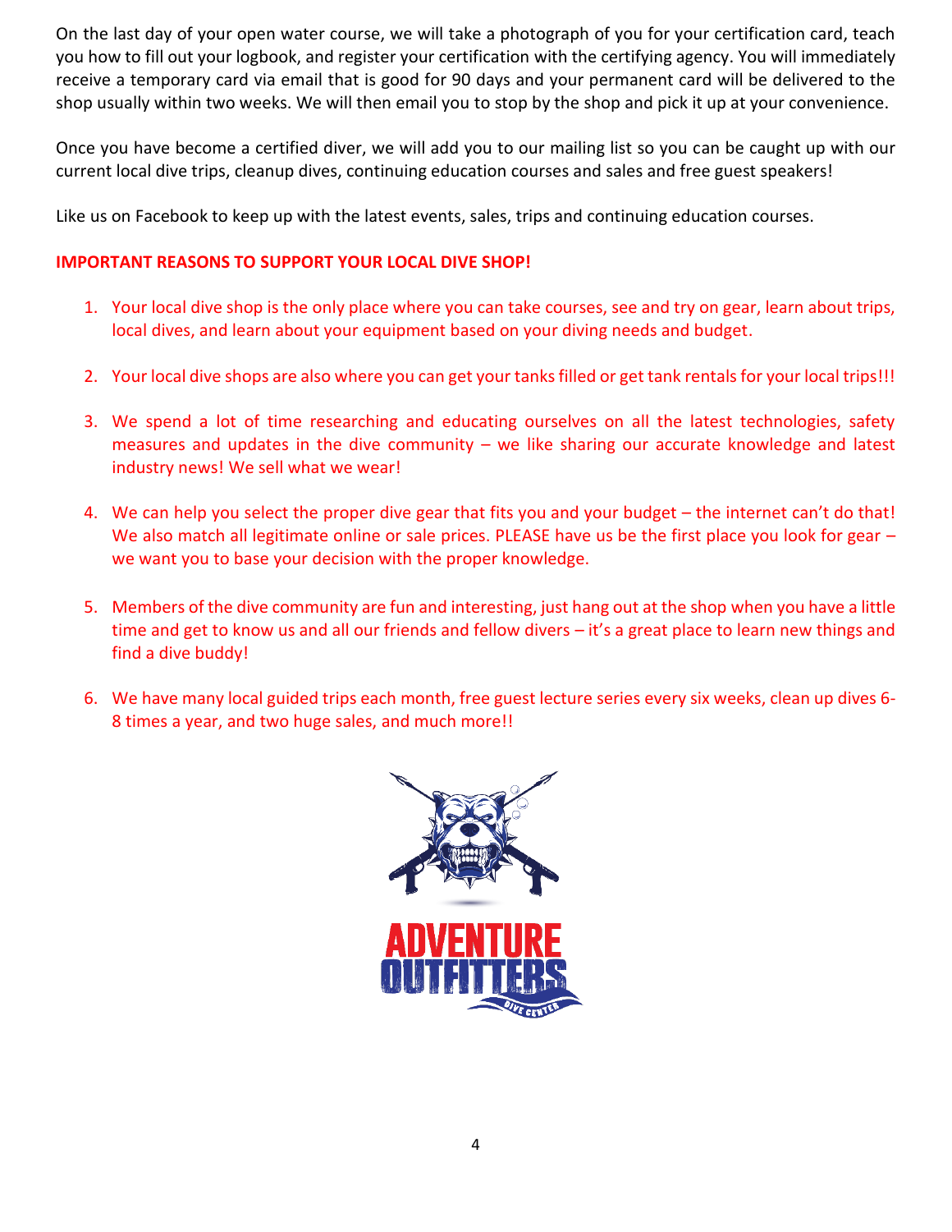On the last day of your open water course, we will take a photograph of you for your certification card, teach you how to fill out your logbook, and register your certification with the certifying agency. You will immediately receive a temporary card via email that is good for 90 days and your permanent card will be delivered to the shop usually within two weeks. We will then email you to stop by the shop and pick it up at your convenience.

Once you have become a certified diver, we will add you to our mailing list so you can be caught up with our current local dive trips, cleanup dives, continuing education courses and sales and free guest speakers!

Like us on Facebook to keep up with the latest events, sales, trips and continuing education courses.

**IMPORTANT REASONS TO SUPPORT YOUR LOCAL DIVE SHOP!**

1. Your local dive shop is the only place where you can take courses, see and try on gear, learn about trips, local dives, and learn about your equipment based on your diving needs and budget.

2. Your local dive shops are also where you can get your tanks filled or get tank rentals for your local trips!!!

3. We spend a lot of time researching and educating ourselves on all the latest technologies, safety measures and updates in the dive community – we like sharing our accurate knowledge and latest industry news! We sell what we wear!

4. We can help you select the proper dive gear that fits you and your budget – the internet can't do that! We also match all legitimate online or sale prices. PLEASE have us be the first place you look for gear – we want you to base your decision with the proper knowledge.

5. Members of the dive community are fun and interesting, just hang out at the shop when you have a little time and get to know us and all our friends and fellow divers – it's a great place to learn new things and find a dive buddy!

6. We have many local guided trips each month, free guest lecture series every six weeks, clean up dives 6-8 times a year, and two huge sales, and much more!!

ADVENTURE OUTFITTERS DIVE CENTER